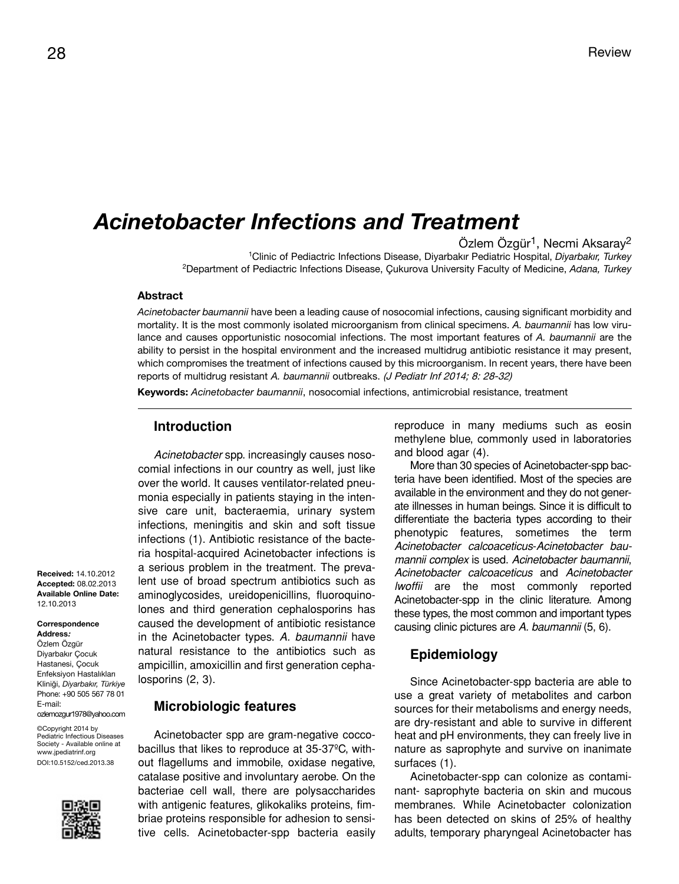Review

# *Acinetobacter Infections and Treatment*

Özlem Özgür[1], Necmi Aksaray[2]

[1]Clinic of Pediactric Infections Disease, Diyarbakır Pediatric Hospital, *Diyarbakır, Turkey*
[2]Department of Pediactric Infections Disease, Çukurova University Faculty of Medicine, *Adana, Turkey*

### Abstract

*Acinetobacter baumannii have been a leading cause of nosocomial infections, causing significant morbidity and mortality. It is the most commonly isolated microorganism from clinical specimens. A. baumannii has low virulance and causes opportunistic nosocomial infections. The most important features of A. baumannii are the ability to persist in the hospital environment and the increased multidrug antibiotic resistance it may present, which compromises the treatment of infections caused by this microorganism. In recent years, there have been reports of multidrug resistant A. baumannii outbreaks. (J Pediatr Inf 2014; 8: 28-32)*

**Keywords:** *Acinetobacter baumannii*, nosocomial infections, antimicrobial resistance, treatment

**Received:** 14.10.2012
**Accepted:** 08.02.2013
**Available Online Date:** 12.10.2013

**Correspondence Address***:*
Özlem Özgür
Diyarbakır Çocuk Hastanesi, Çocuk Enfeksiyon Hastalıkları Kliniği, *Diyarbakır, Türkiye*
Phone: +90 505 567 78 01
E-mail: ozlemozgur1978@yahoo.com

©Copyright 2014 by Pediatric Infectious Diseases Society - Available online at www.jpediatrinf.org
DOI:10.5152/ced.2013.38

## Introduction

*Acinetobacter* spp. increasingly causes nosocomial infections in our country as well, just like over the world. It causes ventilator-related pneumonia especially in patients staying in the intensive care unit, bacteraemia, urinary system infections, meningitis and skin and soft tissue infections (1). Antibiotic resistance of the bacteria hospital-acquired Acinetobacter infections is a serious problem in the treatment. The prevalent use of broad spectrum antibiotics such as aminoglycosides, ureidopenicillins, fluoroquinolones and third generation cephalosporins has caused the development of antibiotic resistance in the Acinetobacter types. *A. baumannii* have natural resistance to the antibiotics such as ampicillin, amoxicillin and first generation cephalosporins (2, 3).

## Microbiologic features

Acinetobacter spp are gram-negative coccobacillus that likes to reproduce at 35-37ºC, without flagellums and immobile, oxidase negative, catalase positive and involuntary aerobe. On the bacteriae cell wall, there are polysaccharides with antigenic features, glikokaliks proteins, fimbriae proteins responsible for adhesion to sensitive cells. Acinetobacter-spp bacteria easily reproduce in many mediums such as eosin methylene blue, commonly used in laboratories and blood agar (4).

More than 30 species of Acinetobacter-spp bacteria have been identified. Most of the species are available in the environment and they do not generate illnesses in human beings. Since it is difficult to differentiate the bacteria types according to their phenotypic features, sometimes the term *Acinetobacter calcoaceticus-Acinetobacter baumannii complex* is used. *Acinetobacter baumannii*, *Acinetobacter calcoaceticus* and *Acinetobacter lwoffii* are the most commonly reported Acinetobacter-spp in the clinic literature. Among these types, the most common and important types causing clinic pictures are *A. baumannii* (5, 6).

## Epidemiology

Since Acinetobacter-spp bacteria are able to use a great variety of metabolites and carbon sources for their metabolisms and energy needs, are dry-resistant and able to survive in different heat and pH environments, they can freely live in nature as saprophyte and survive on inanimate surfaces (1).

Acinetobacter-spp can colonize as contaminant- saprophyte bacteria on skin and mucous membranes. While Acinetobacter colonization has been detected on skins of 25% of healthy adults, temporary pharyngeal Acinetobacter has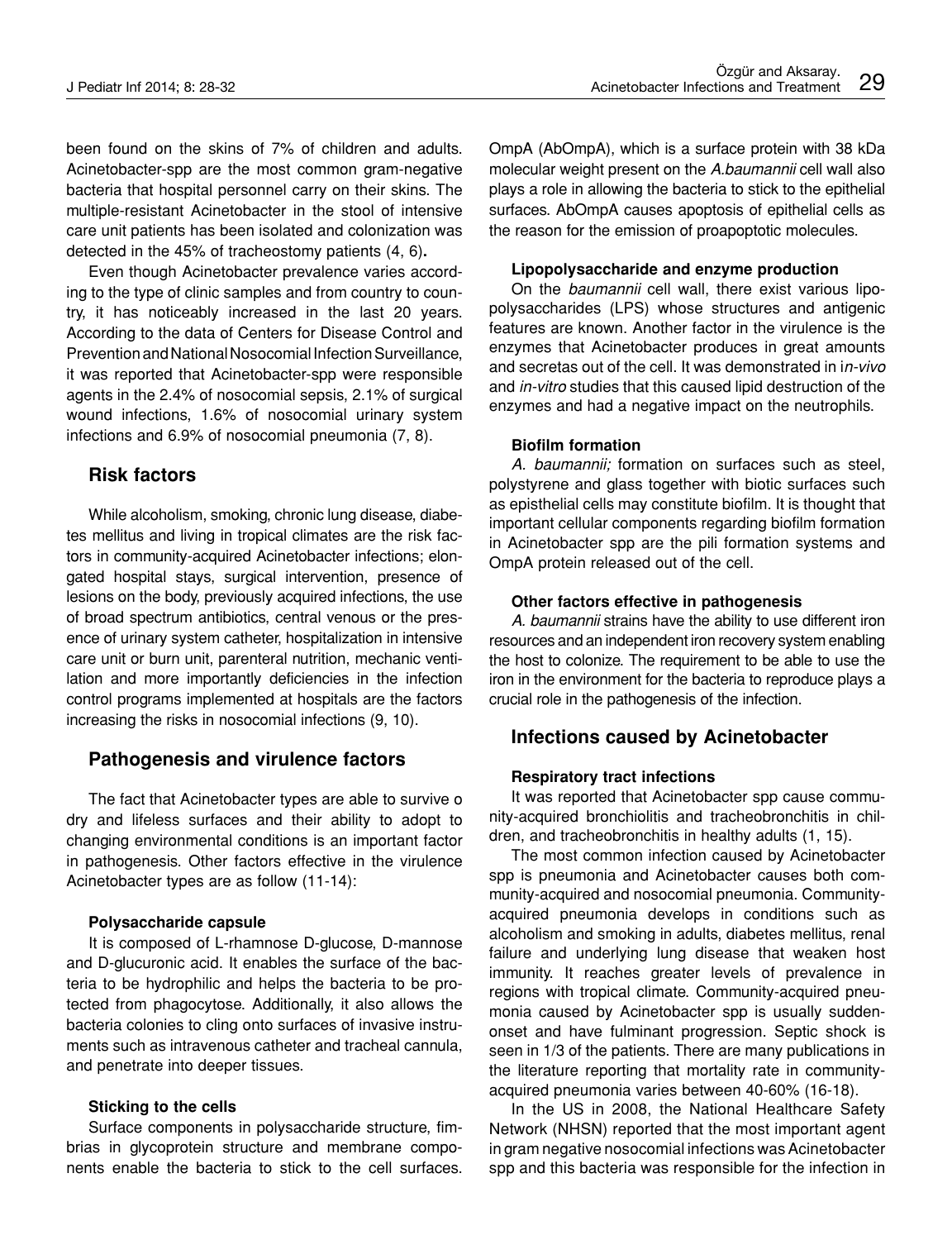been found on the skins of 7% of children and adults. Acinetobacter-spp are the most common gram-negative bacteria that hospital personnel carry on their skins. The multiple-resistant Acinetobacter in the stool of intensive care unit patients has been isolated and colonization was detected in the 45% of tracheostomy patients (4, 6)**.**

Even though Acinetobacter prevalence varies according to the type of clinic samples and from country to country, it has noticeably increased in the last 20 years. According to the data of Centers for Disease Control and Prevention and National Nosocomial Infection Surveillance, it was reported that Acinetobacter-spp were responsible agents in the 2.4% of nosocomial sepsis, 2.1% of surgical wound infections, 1.6% of nosocomial urinary system infections and 6.9% of nosocomial pneumonia (7, 8).

## Risk factors

While alcoholism, smoking, chronic lung disease, diabetes mellitus and living in tropical climates are the risk factors in community-acquired Acinetobacter infections; elongated hospital stays, surgical intervention, presence of lesions on the body, previously acquired infections, the use of broad spectrum antibiotics, central venous or the presence of urinary system catheter, hospitalization in intensive care unit or burn unit, parenteral nutrition, mechanic ventilation and more importantly deficiencies in the infection control programs implemented at hospitals are the factors increasing the risks in nosocomial infections (9, 10).

## Pathogenesis and virulence factors

The fact that Acinetobacter types are able to survive o dry and lifeless surfaces and their ability to adopt to changing environmental conditions is an important factor in pathogenesis. Other factors effective in the virulence Acinetobacter types are as follow (11-14):

### Polysaccharide capsule

It is composed of L-rhamnose D-glucose, D-mannose and D-glucuronic acid. It enables the surface of the bacteria to be hydrophilic and helps the bacteria to be protected from phagocytose. Additionally, it also allows the bacteria colonies to cling onto surfaces of invasive instruments such as intravenous catheter and tracheal cannula, and penetrate into deeper tissues.

### Sticking to the cells

Surface components in polysaccharide structure, fimbrias in glycoprotein structure and membrane components enable the bacteria to stick to the cell surfaces. OmpA (AbOmpA), which is a surface protein with 38 kDa molecular weight present on the *A.baumannii* cell wall also plays a role in allowing the bacteria to stick to the epithelial surfaces. AbOmpA causes apoptosis of epithelial cells as the reason for the emission of proapoptotic molecules.

### Lipopolysaccharide and enzyme production

On the *baumannii* cell wall, there exist various lipopolysaccharides (LPS) whose structures and antigenic features are known. Another factor in the virulence is the enzymes that Acinetobacter produces in great amounts and secretas out of the cell. It was demonstrated in i*n-vivo* and *in-vitro* studies that this caused lipid destruction of the enzymes and had a negative impact on the neutrophils.

### Biofilm formation

*A. baumannii;* formation on surfaces such as steel, polystyrene and glass together with biotic surfaces such as episthelial cells may constitute biofilm. It is thought that important cellular components regarding biofilm formation in Acinetobacter spp are the pili formation systems and OmpA protein released out of the cell.

### Other factors effective in pathogenesis

*A. baumannii* strains have the ability to use different iron resources and an independent iron recovery system enabling the host to colonize. The requirement to be able to use the iron in the environment for the bacteria to reproduce plays a crucial role in the pathogenesis of the infection.

## Infections caused by Acinetobacter

### Respiratory tract infections

It was reported that Acinetobacter spp cause community-acquired bronchiolitis and tracheobronchitis in children, and tracheobronchitis in healthy adults (1, 15).

The most common infection caused by Acinetobacter spp is pneumonia and Acinetobacter causes both community-acquired and nosocomial pneumonia. Community-acquired pneumonia develops in conditions such as alcoholism and smoking in adults, diabetes mellitus, renal failure and underlying lung disease that weaken host immunity. It reaches greater levels of prevalence in regions with tropical climate. Community-acquired pneumonia caused by Acinetobacter spp is usually sudden-onset and have fulminant progression. Septic shock is seen in 1/3 of the patients. There are many publications in the literature reporting that mortality rate in community-acquired pneumonia varies between 40-60% (16-18).

In the US in 2008, the National Healthcare Safety Network (NHSN) reported that the most important agent in gram negative nosocomial infections was Acinetobacter spp and this bacteria was responsible for the infection in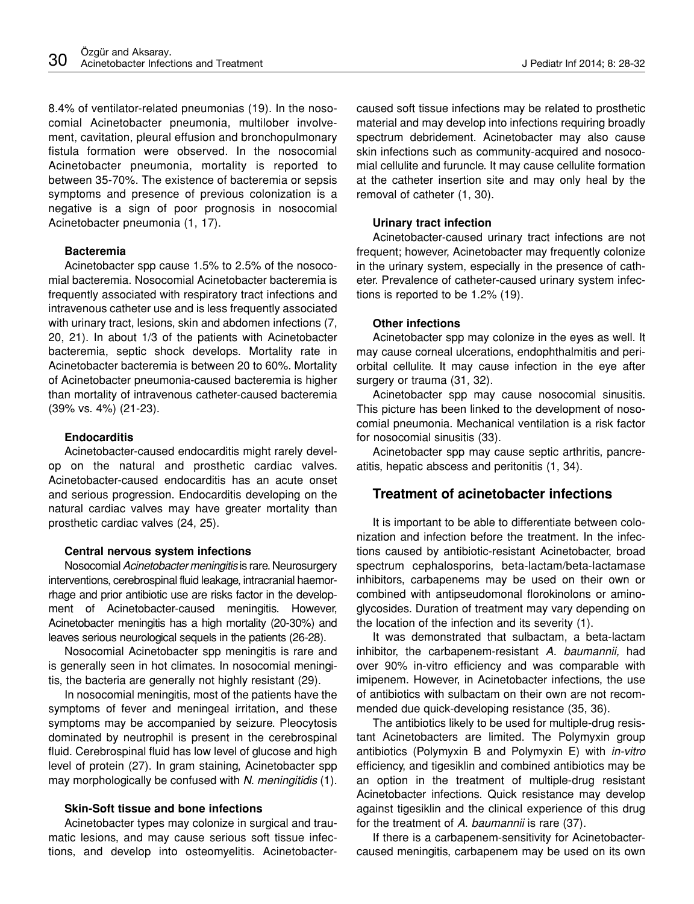8.4% of ventilator-related pneumonias (19). In the nosocomial Acinetobacter pneumonia, multilober involvement, cavitation, pleural effusion and bronchopulmonary fistula formation were observed. In the nosocomial Acinetobacter pneumonia, mortality is reported to between 35-70%. The existence of bacteremia or sepsis symptoms and presence of previous colonization is a negative is a sign of poor prognosis in nosocomial Acinetobacter pneumonia (1, 17).

### Bacteremia

Acinetobacter spp cause 1.5% to 2.5% of the nosocomial bacteremia. Nosocomial Acinetobacter bacteremia is frequently associated with respiratory tract infections and intravenous catheter use and is less frequently associated with urinary tract, lesions, skin and abdomen infections (7, 20, 21). In about 1/3 of the patients with Acinetobacter bacteremia, septic shock develops. Mortality rate in Acinetobacter bacteremia is between 20 to 60%. Mortality of Acinetobacter pneumonia-caused bacteremia is higher than mortality of intravenous catheter-caused bacteremia (39% vs. 4%) (21-23).

### Endocarditis

Acinetobacter-caused endocarditis might rarely develop on the natural and prosthetic cardiac valves. Acinetobacter-caused endocarditis has an acute onset and serious progression. Endocarditis developing on the natural cardiac valves may have greater mortality than prosthetic cardiac valves (24, 25).

### Central nervous system infections

Nosocomial *Acinetobacter meningitis* is rare. Neurosurgery interventions, cerebrospinal fluid leakage, intracranial haemorrhage and prior antibiotic use are risks factor in the development of Acinetobacter-caused meningitis. However, Acinetobacter meningitis has a high mortality (20-30%) and leaves serious neurological sequels in the patients (26-28).

Nosocomial Acinetobacter spp meningitis is rare and is generally seen in hot climates. In nosocomial meningitis, the bacteria are generally not highly resistant (29).

In nosocomial meningitis, most of the patients have the symptoms of fever and meningeal irritation, and these symptoms may be accompanied by seizure. Pleocytosis dominated by neutrophil is present in the cerebrospinal fluid. Cerebrospinal fluid has low level of glucose and high level of protein (27). In gram staining, Acinetobacter spp may morphologically be confused with *N. meningitidis* (1).

### Skin-Soft tissue and bone infections

Acinetobacter types may colonize in surgical and traumatic lesions, and may cause serious soft tissue infections, and develop into osteomyelitis. Acinetobacter-caused soft tissue infections may be related to prosthetic material and may develop into infections requiring broadly spectrum debridement. Acinetobacter may also cause skin infections such as community-acquired and nosocomial cellulite and furuncle. It may cause cellulite formation at the catheter insertion site and may only heal by the removal of catheter (1, 30).

### Urinary tract infection

Acinetobacter-caused urinary tract infections are not frequent; however, Acinetobacter may frequently colonize in the urinary system, especially in the presence of catheter. Prevalence of catheter-caused urinary system infections is reported to be 1.2% (19).

### Other infections

Acinetobacter spp may colonize in the eyes as well. It may cause corneal ulcerations, endophthalmitis and periorbital cellulite. It may cause infection in the eye after surgery or trauma (31, 32).

Acinetobacter spp may cause nosocomial sinusitis. This picture has been linked to the development of nosocomial pneumonia. Mechanical ventilation is a risk factor for nosocomial sinusitis (33).

Acinetobacter spp may cause septic arthritis, pancreatitis, hepatic abscess and peritonitis (1, 34).

## Treatment of acinetobacter infections

It is important to be able to differentiate between colonization and infection before the treatment. In the infections caused by antibiotic-resistant Acinetobacter, broad spectrum cephalosporins, beta-lactam/beta-lactamase inhibitors, carbapenems may be used on their own or combined with antipseudomonal florokinolons or aminoglycosides. Duration of treatment may vary depending on the location of the infection and its severity (1).

It was demonstrated that sulbactam, a beta-lactam inhibitor, the carbapenem-resistant *A. baumannii,* had over 90% in-vitro efficiency and was comparable with imipenem. However, in Acinetobacter infections, the use of antibiotics with sulbactam on their own are not recommended due quick-developing resistance (35, 36).

The antibiotics likely to be used for multiple-drug resistant Acinetobacters are limited. The Polymyxin group antibiotics (Polymyxin B and Polymyxin E) with *in-vitro* efficiency, and tigesiklin and combined antibiotics may be an option in the treatment of multiple-drug resistant Acinetobacter infections. Quick resistance may develop against tigesiklin and the clinical experience of this drug for the treatment of *A. baumannii* is rare (37).

If there is a carbapenem-sensitivity for Acinetobacter-caused meningitis, carbapenem may be used on its own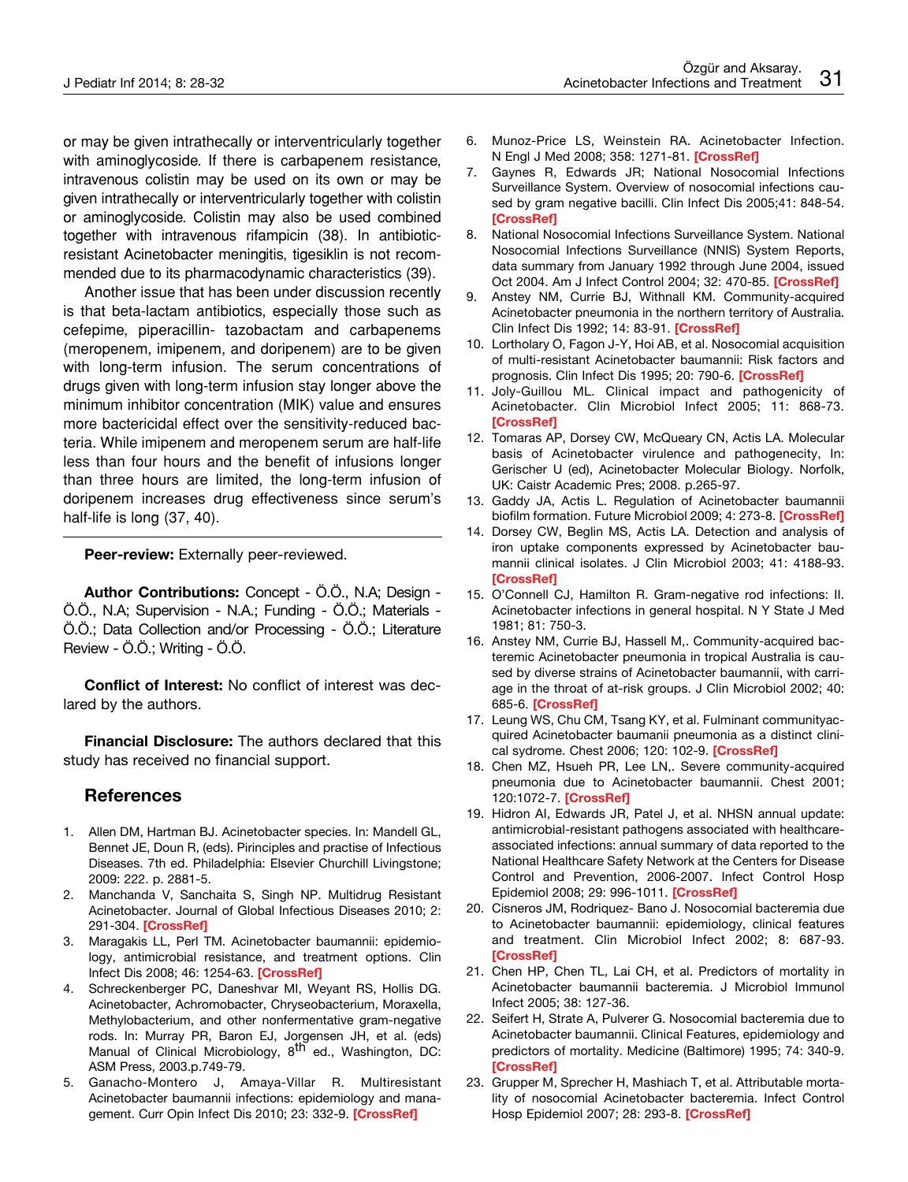or may be given intrathecally or interventricularly together with aminoglycoside. If there is carbapenem resistance, intravenous colistin may be used on its own or may be given intrathecally or interventricularly together with colistin or aminoglycoside. Colistin may also be used combined together with intravenous rifampicin (38). In antibiotic-resistant Acinetobacter meningitis, tigesiklin is not recommended due to its pharmacodynamic characteristics (39).

Another issue that has been under discussion recently is that beta-lactam antibiotics, especially those such as cefepime, piperacillin- tazobactam and carbapenems (meropenem, imipenem, and doripenem) are to be given with long-term infusion. The serum concentrations of drugs given with long-term infusion stay longer above the minimum inhibitor concentration (MIK) value and ensures more bactericidal effect over the sensitivity-reduced bacteria. While imipenem and meropenem serum are half-life less than four hours and the benefit of infusions longer than three hours are limited, the long-term infusion of doripenem increases drug effectiveness since serum's half-life is long (37, 40).

---

**Peer-review:** Externally peer-reviewed.

**Author Contributions:** Concept - Ö.Ö., N.A; Design - Ö.Ö., N.A; Supervision - N.A.; Funding - Ö.Ö.; Materials - Ö.Ö.; Data Collection and/or Processing - Ö.Ö.; Literature Review - Ö.Ö.; Writing - Ö.Ö.

**Conflict of Interest:** No conflict of interest was declared by the authors.

**Financial Disclosure:** The authors declared that this study has received no financial support.

## References

1. Allen DM, Hartman BJ. Acinetobacter species. In: Mandell GL, Bennet JE, Doun R, (eds). Pirinciples and practise of Infectious Diseases. 7th ed. Philadelphia: Elsevier Churchill Livingstone; 2009: 222. p. 2881-5.
2. Manchanda V, Sanchaita S, Singh NP. Multidrug Resistant Acinetobacter. Journal of Global Infectious Diseases 2010; 2: 291-304. [CrossRef]
3. Maragakis LL, Perl TM. Acinetobacter baumannii: epidemiology, antimicrobial resistance, and treatment options. Clin Infect Dis 2008; 46: 1254-63. [CrossRef]
4. Schreckenberger PC, Daneshvar MI, Weyant RS, Hollis DG. Acinetobacter, Achromobacter, Chryseobacterium, Moraxella, Methylobacterium, and other nonfermentative gram-negative rods. In: Murray PR, Baron EJ, Jorgensen JH, et al. (eds) Manual of Clinical Microbiology, 8th ed., Washington, DC: ASM Press, 2003.p.749-79.
5. Ganacho-Montero J, Amaya-Villar R. Multiresistant Acinetobacter baumannii infections: epidemiology and management. Curr Opin Infect Dis 2010; 23: 332-9. [CrossRef]
6. Munoz-Price LS, Weinstein RA. Acinetobacter Infection. N Engl J Med 2008; 358: 1271-81. [CrossRef]
7. Gaynes R, Edwards JR; National Nosocomial Infections Surveillance System. Overview of nosocomial infections caused by gram negative bacilli. Clin Infect Dis 2005;41: 848-54. [CrossRef]
8. National Nosocomial Infections Surveillance System. National Nosocomial Infections Surveillance (NNIS) System Reports, data summary from January 1992 through June 2004, issued Oct 2004. Am J Infect Control 2004; 32: 470-85. [CrossRef]
9. Anstey NM, Currie BJ, Withnall KM. Community-acquired Acinetobacter pneumonia in the northern territory of Australia. Clin Infect Dis 1992; 14: 83-91. [CrossRef]
10. Lortholary O, Fagon J-Y, Hoi AB, et al. Nosocomial acquisition of multi-resistant Acinetobacter baumannii: Risk factors and prognosis. Clin Infect Dis 1995; 20: 790-6. [CrossRef]
11. Joly-Guillou ML. Clinical impact and pathogenicity of Acinetobacter. Clin Microbiol Infect 2005; 11: 868-73. [CrossRef]
12. Tomaras AP, Dorsey CW, McQueary CN, Actis LA. Molecular basis of Acinetobacter virulence and pathogenecity, In: Gerischer U (ed), Acinetobacter Molecular Biology. Norfolk, UK: Caistr Academic Pres; 2008. p.265-97.
13. Gaddy JA, Actis L. Regulation of Acinetobacter baumannii biofilm formation. Future Microbiol 2009; 4: 273-8. [CrossRef]
14. Dorsey CW, Beglin MS, Actis LA. Detection and analysis of iron uptake components expressed by Acinetobacter baumannii clinical isolates. J Clin Microbiol 2003; 41: 4188-93. [CrossRef]
15. O'Connell CJ, Hamilton R. Gram-negative rod infections: II. Acinetobacter infections in general hospital. N Y State J Med 1981; 81: 750-3.
16. Anstey NM, Currie BJ, Hassell M,. Community-acquired bacteremic Acinetobacter pneumonia in tropical Australia is caused by diverse strains of Acinetobacter baumannii, with carriage in the throat of at-risk groups. J Clin Microbiol 2002; 40: 685-6. [CrossRef]
17. Leung WS, Chu CM, Tsang KY, et al. Fulminant communityacquired Acinetobacter baumanii pneumonia as a distinct clinical sydrome. Chest 2006; 120: 102-9. [CrossRef]
18. Chen MZ, Hsueh PR, Lee LN,. Severe community-acquired pneumonia due to Acinetobacter baumannii. Chest 2001; 120:1072-7. [CrossRef]
19. Hidron AI, Edwards JR, Patel J, et al. NHSN annual update: antimicrobial-resistant pathogens associated with healthcare-associated infections: annual summary of data reported to the National Healthcare Safety Network at the Centers for Disease Control and Prevention, 2006-2007. Infect Control Hosp Epidemiol 2008; 29: 996-1011. [CrossRef]
20. Cisneros JM, Rodriquez- Bano J. Nosocomial bacteremia due to Acinetobacter baumannii: epidemiology, clinical features and treatment. Clin Microbiol Infect 2002; 8: 687-93. [CrossRef]
21. Chen HP, Chen TL, Lai CH, et al. Predictors of mortality in Acinetobacter baumannii bacteremia. J Microbiol Immunol Infect 2005; 38: 127-36.
22. Seifert H, Strate A, Pulverer G. Nosocomial bacteremia due to Acinetobacter baumannii. Clinical Features, epidemiology and predictors of mortality. Medicine (Baltimore) 1995; 74: 340-9. [CrossRef]
23. Grupper M, Sprecher H, Mashiach T, et al. Attributable mortality of nosocomial Acinetobacter bacteremia. Infect Control Hosp Epidemiol 2007; 28: 293-8. [CrossRef]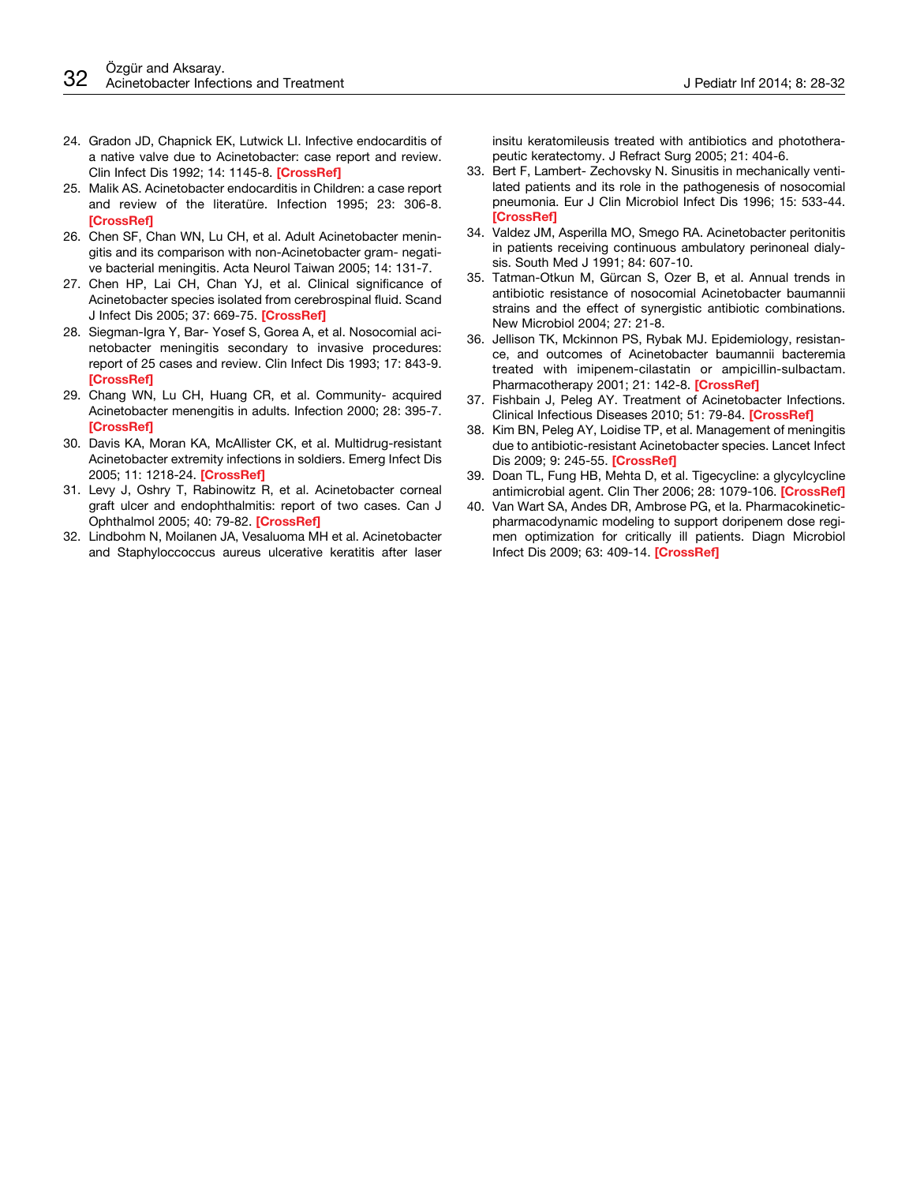24. Gradon JD, Chapnick EK, Lutwick LI. Infective endocarditis of a native valve due to Acinetobacter: case report and review. Clin Infect Dis 1992; 14: 1145-8. [CrossRef]
25. Malik AS. Acinetobacter endocarditis in Children: a case report and review of the literatüre. Infection 1995; 23: 306-8. [CrossRef]
26. Chen SF, Chan WN, Lu CH, et al. Adult Acinetobacter meningitis and its comparison with non-Acinetobacter gram- negative bacterial meningitis. Acta Neurol Taiwan 2005; 14: 131-7.
27. Chen HP, Lai CH, Chan YJ, et al. Clinical significance of Acinetobacter species isolated from cerebrospinal fluid. Scand J Infect Dis 2005; 37: 669-75. [CrossRef]
28. Siegman-Igra Y, Bar- Yosef S, Gorea A, et al. Nosocomial acinetobacter meningitis secondary to invasive procedures: report of 25 cases and review. Clin Infect Dis 1993; 17: 843-9. [CrossRef]
29. Chang WN, Lu CH, Huang CR, et al. Community- acquired Acinetobacter menengitis in adults. Infection 2000; 28: 395-7. [CrossRef]
30. Davis KA, Moran KA, McAllister CK, et al. Multidrug-resistant Acinetobacter extremity infections in soldiers. Emerg Infect Dis 2005; 11: 1218-24. [CrossRef]
31. Levy J, Oshry T, Rabinowitz R, et al. Acinetobacter corneal graft ulcer and endophthalmitis: report of two cases. Can J Ophthalmol 2005; 40: 79-82. [CrossRef]
32. Lindbohm N, Moilanen JA, Vesaluoma MH et al. Acinetobacter and Staphyloccoccus aureus ulcerative keratitis after laser insitu keratomileusis treated with antibiotics and phototherapeutic keratectomy. J Refract Surg 2005; 21: 404-6.
33. Bert F, Lambert- Zechovsky N. Sinusitis in mechanically ventilated patients and its role in the pathogenesis of nosocomial pneumonia. Eur J Clin Microbiol Infect Dis 1996; 15: 533-44. [CrossRef]
34. Valdez JM, Asperilla MO, Smego RA. Acinetobacter peritonitis in patients receiving continuous ambulatory perinoneal dialysis. South Med J 1991; 84: 607-10.
35. Tatman-Otkun M, Gürcan S, Ozer B, et al. Annual trends in antibiotic resistance of nosocomial Acinetobacter baumannii strains and the effect of synergistic antibiotic combinations. New Microbiol 2004; 27: 21-8.
36. Jellison TK, Mckinnon PS, Rybak MJ. Epidemiology, resistance, and outcomes of Acinetobacter baumannii bacteremia treated with imipenem-cilastatin or ampicillin-sulbactam. Pharmacotherapy 2001; 21: 142-8. [CrossRef]
37. Fishbain J, Peleg AY. Treatment of Acinetobacter Infections. Clinical Infectious Diseases 2010; 51: 79-84. [CrossRef]
38. Kim BN, Peleg AY, Loidise TP, et al. Management of meningitis due to antibiotic-resistant Acinetobacter species. Lancet Infect Dis 2009; 9: 245-55. [CrossRef]
39. Doan TL, Fung HB, Mehta D, et al. Tigecycline: a glycylcycline antimicrobial agent. Clin Ther 2006; 28: 1079-106. [CrossRef]
40. Van Wart SA, Andes DR, Ambrose PG, et la. Pharmacokinetic-pharmacodynamic modeling to support doripenem dose regimen optimization for critically ill patients. Diagn Microbiol Infect Dis 2009; 63: 409-14. [CrossRef]